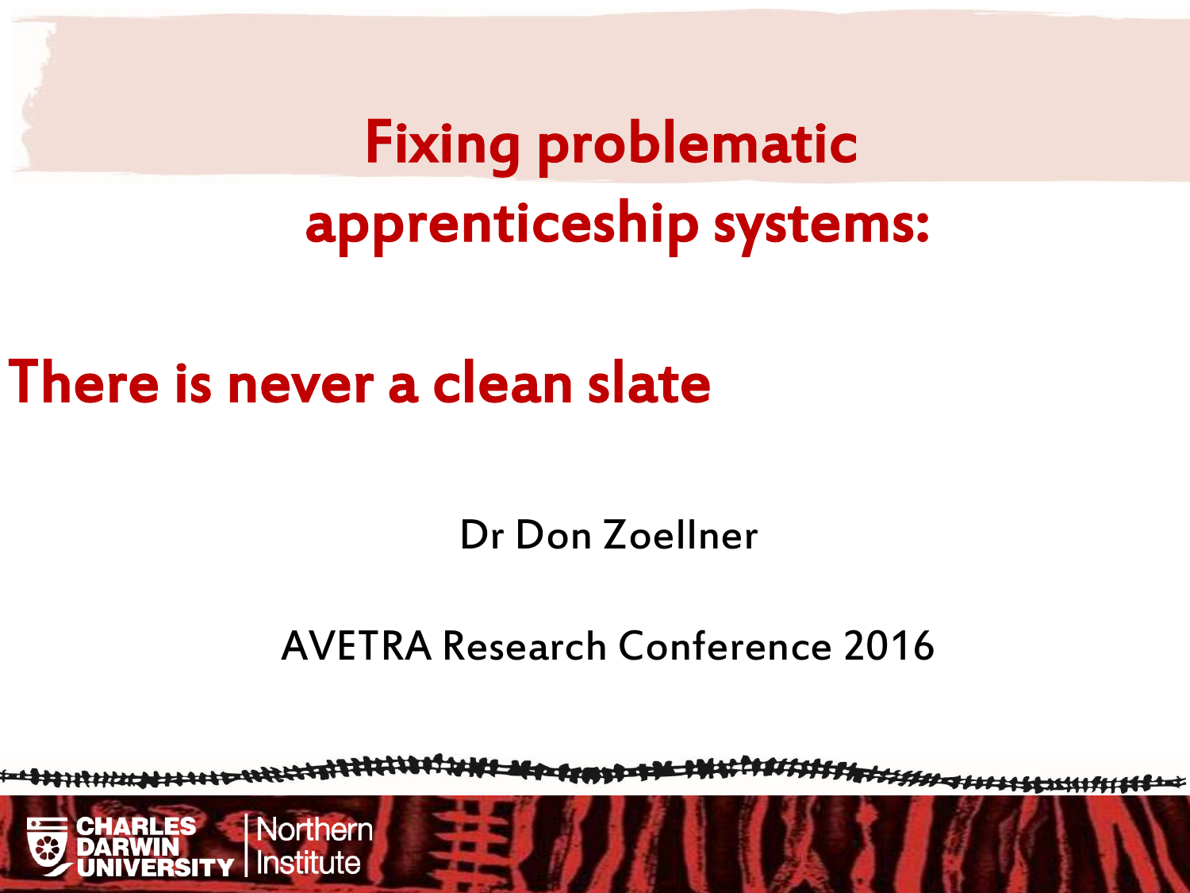# Fixing problematic apprenticeship systems:

## There is never a clean slate

Dr Don Zoellner

AVETRA Research Conference 2016

CHARLES DARWIN UNIVERSITY | Northern Institute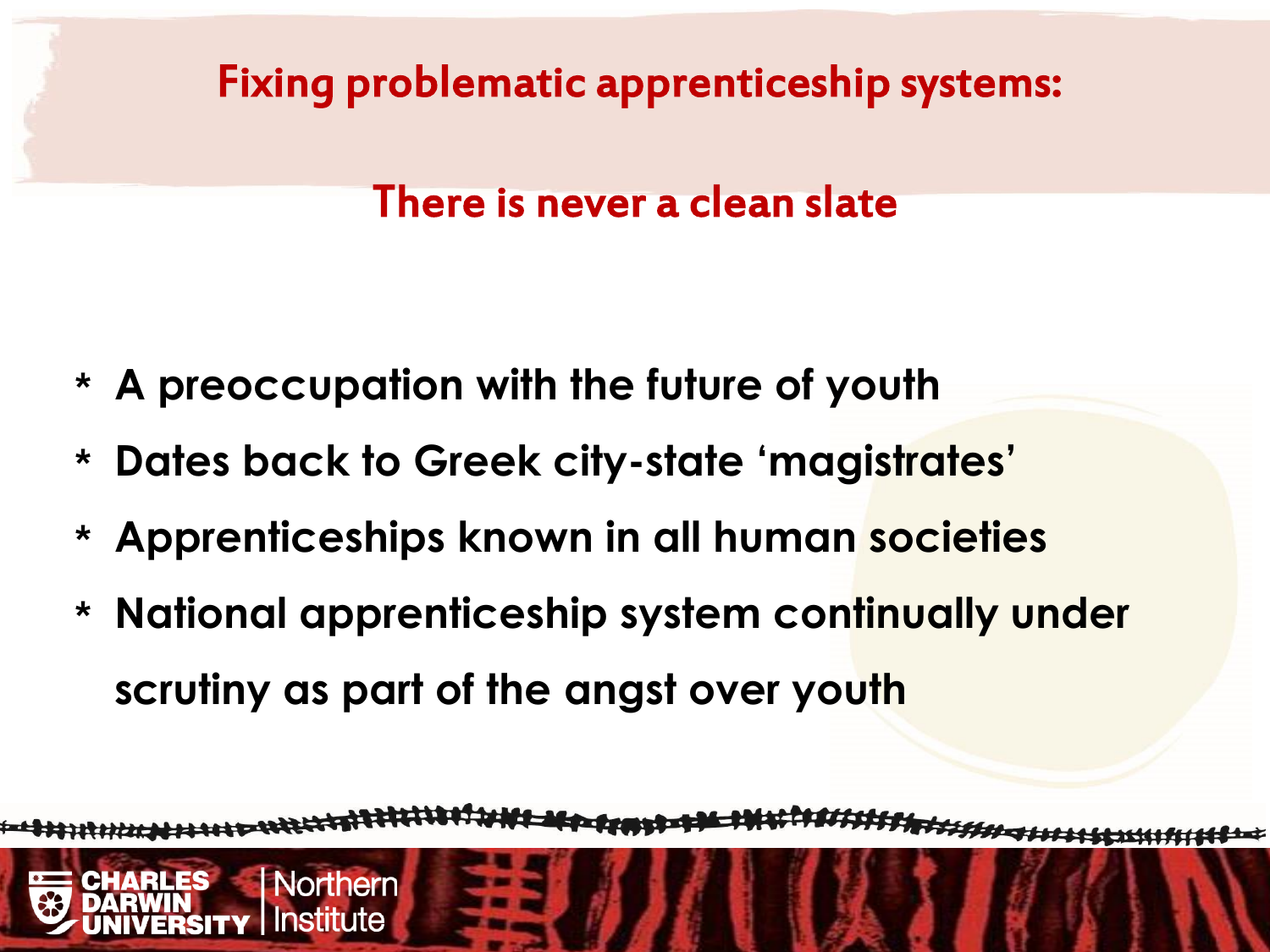# Fixing problematic apprenticeship systems:

## There is never a clean slate

* A preoccupation with the future of youth
* Dates back to Greek city-state 'magistrates'
* Apprenticeships known in all human societies
* National apprenticeship system continually under scrutiny as part of the angst over youth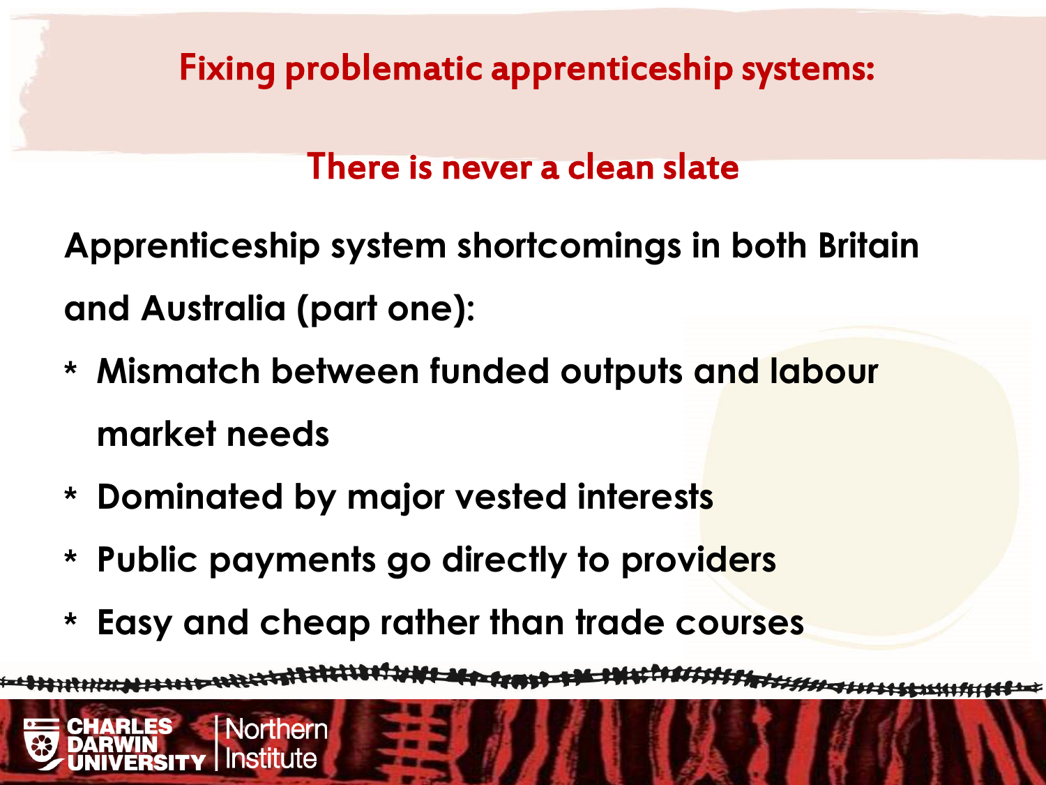# Fixing problematic apprenticeship systems:

## There is never a clean slate

**Apprenticeship system shortcomings in both Britain and Australia (part one):**

- **Mismatch between funded outputs and labour market needs**
- **Dominated by major vested interests**
- **Public payments go directly to providers**
- **Easy and cheap rather than trade courses**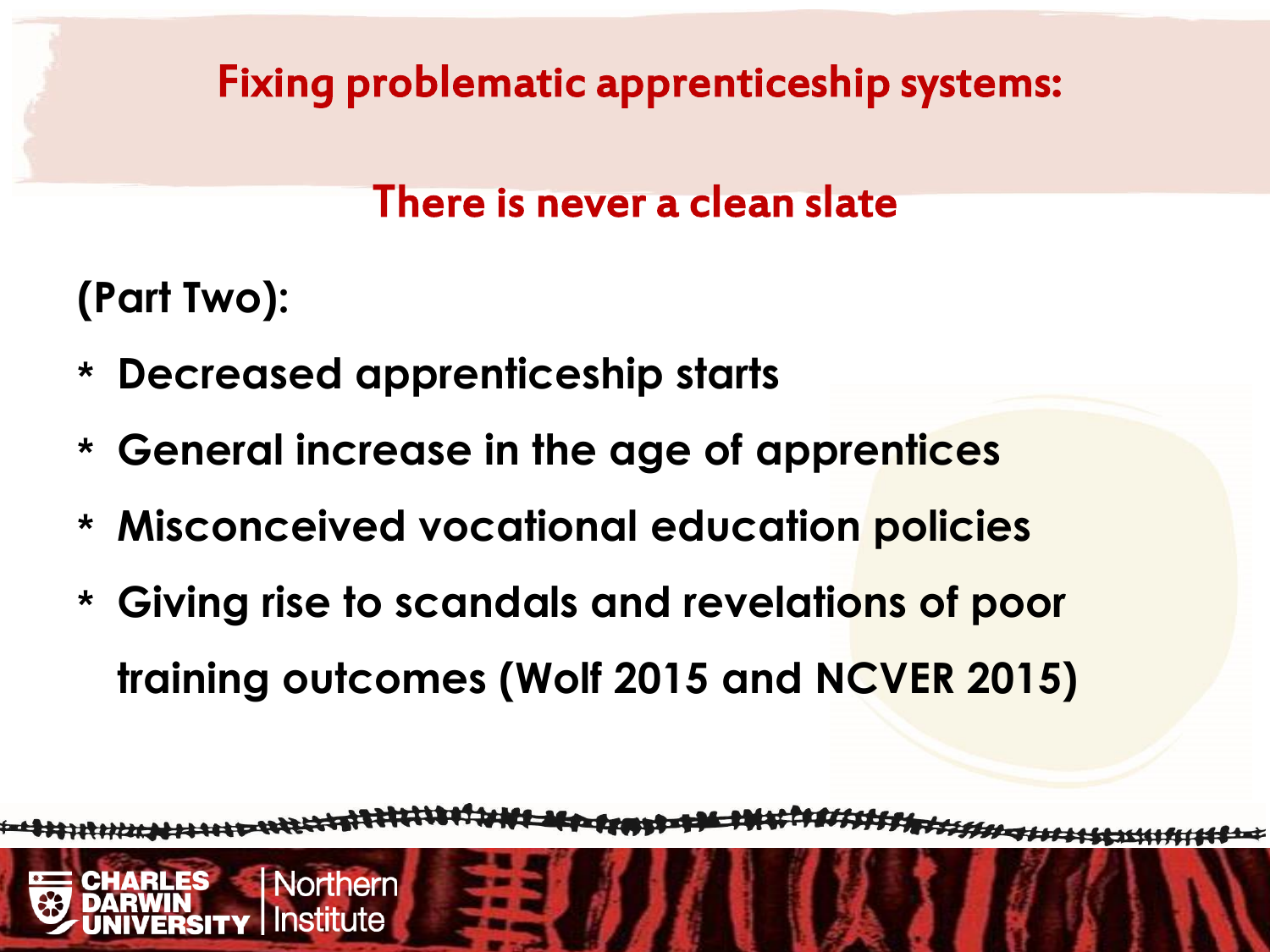# Fixing problematic apprenticeship systems:

## There is never a clean slate

**(Part Two):**

* **Decreased apprenticeship starts**
* **General increase in the age of apprentices**
* **Misconceived vocational education policies**
* **Giving rise to scandals and revelations of poor training outcomes (Wolf 2015 and NCVER 2015)**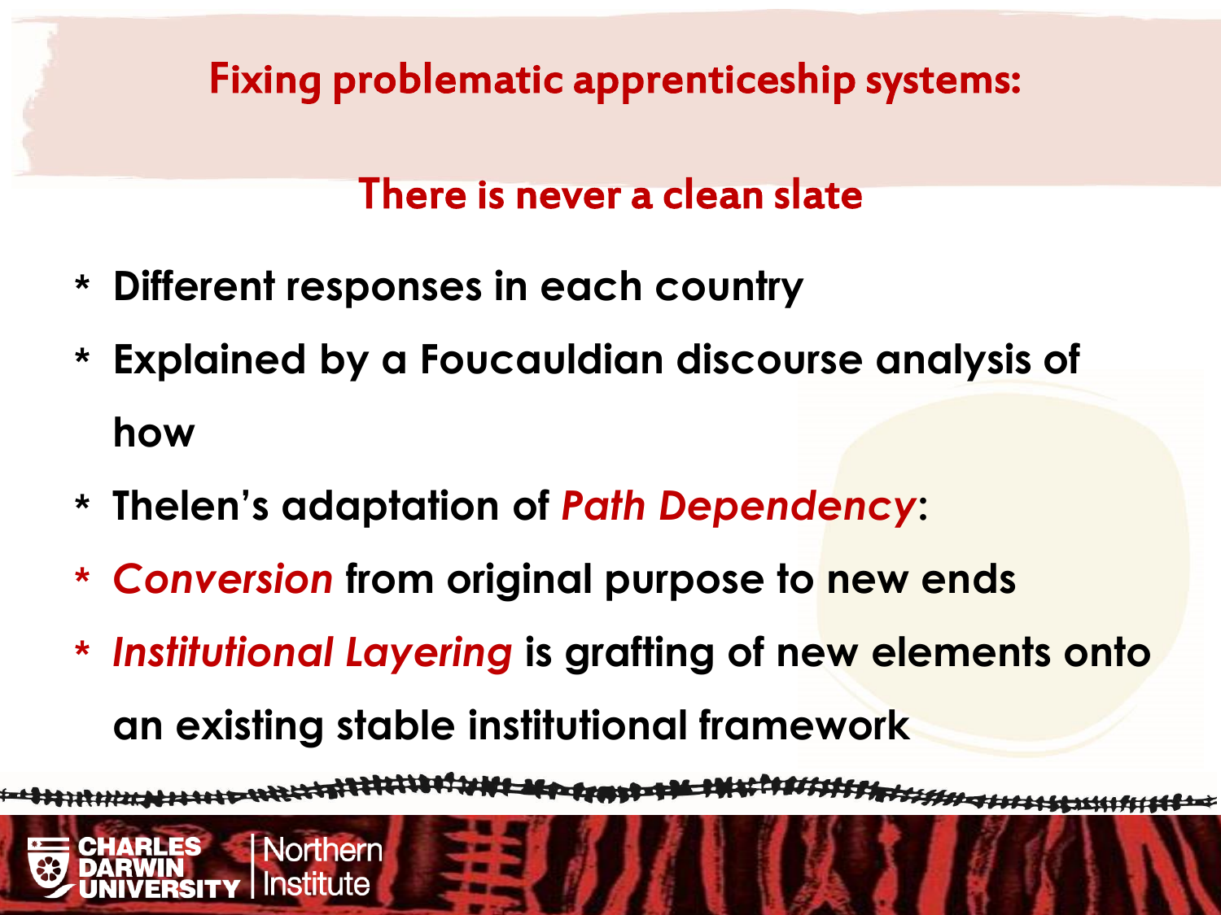# Fixing problematic apprenticeship systems:

## There is never a clean slate

* **Different responses in each country**
* **Explained by a Foucauldian discourse analysis of how**
* **Thelen's adaptation of *Path Dependency*:**
* ***Conversion* from original purpose to new ends**
* ***Institutional Layering* is grafting of new elements onto an existing stable institutional framework**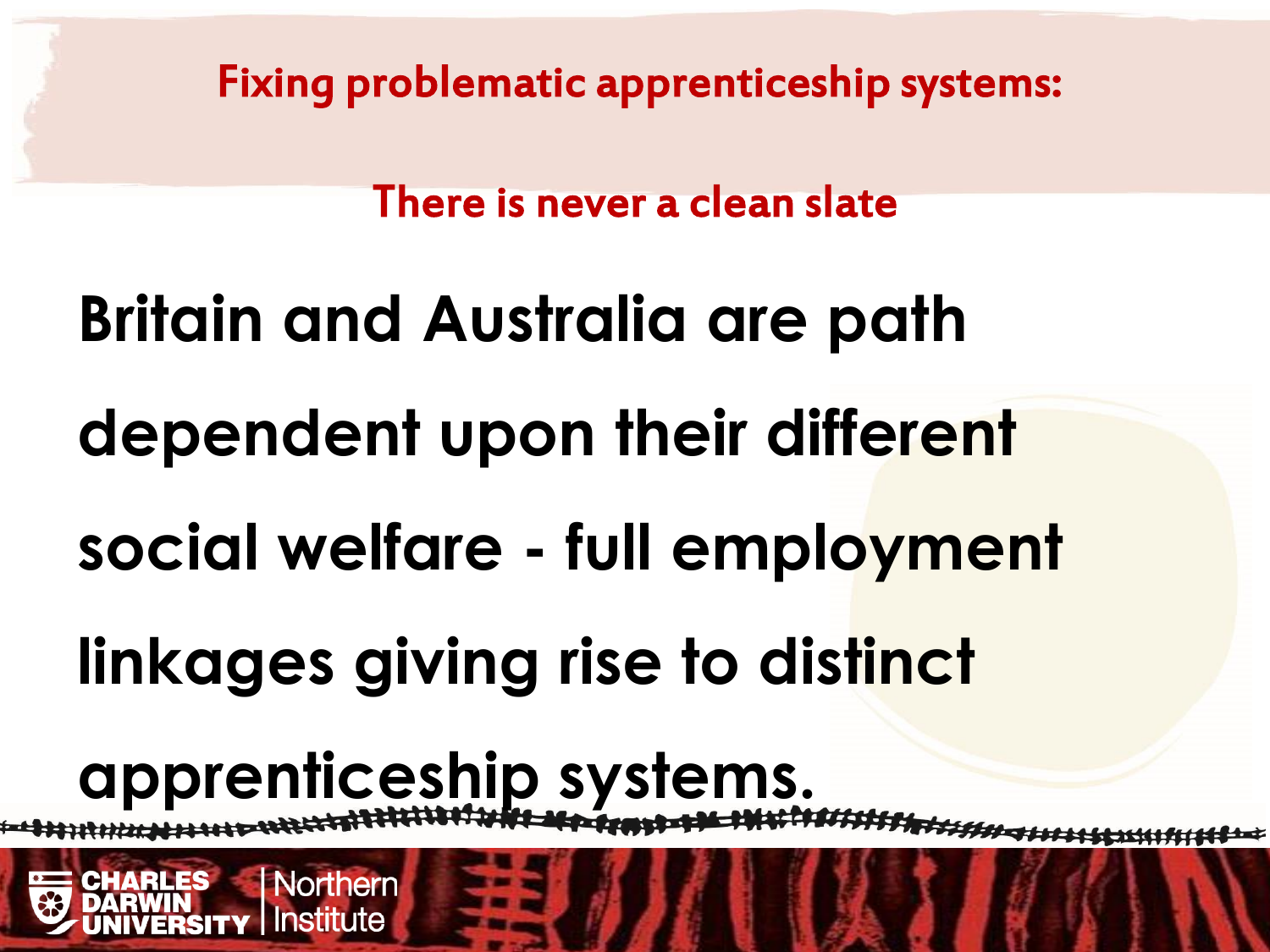## Fixing problematic apprenticeship systems:

### There is never a clean slate

**Britain and Australia are path dependent upon their different social welfare - full employment linkages giving rise to distinct apprenticeship systems.**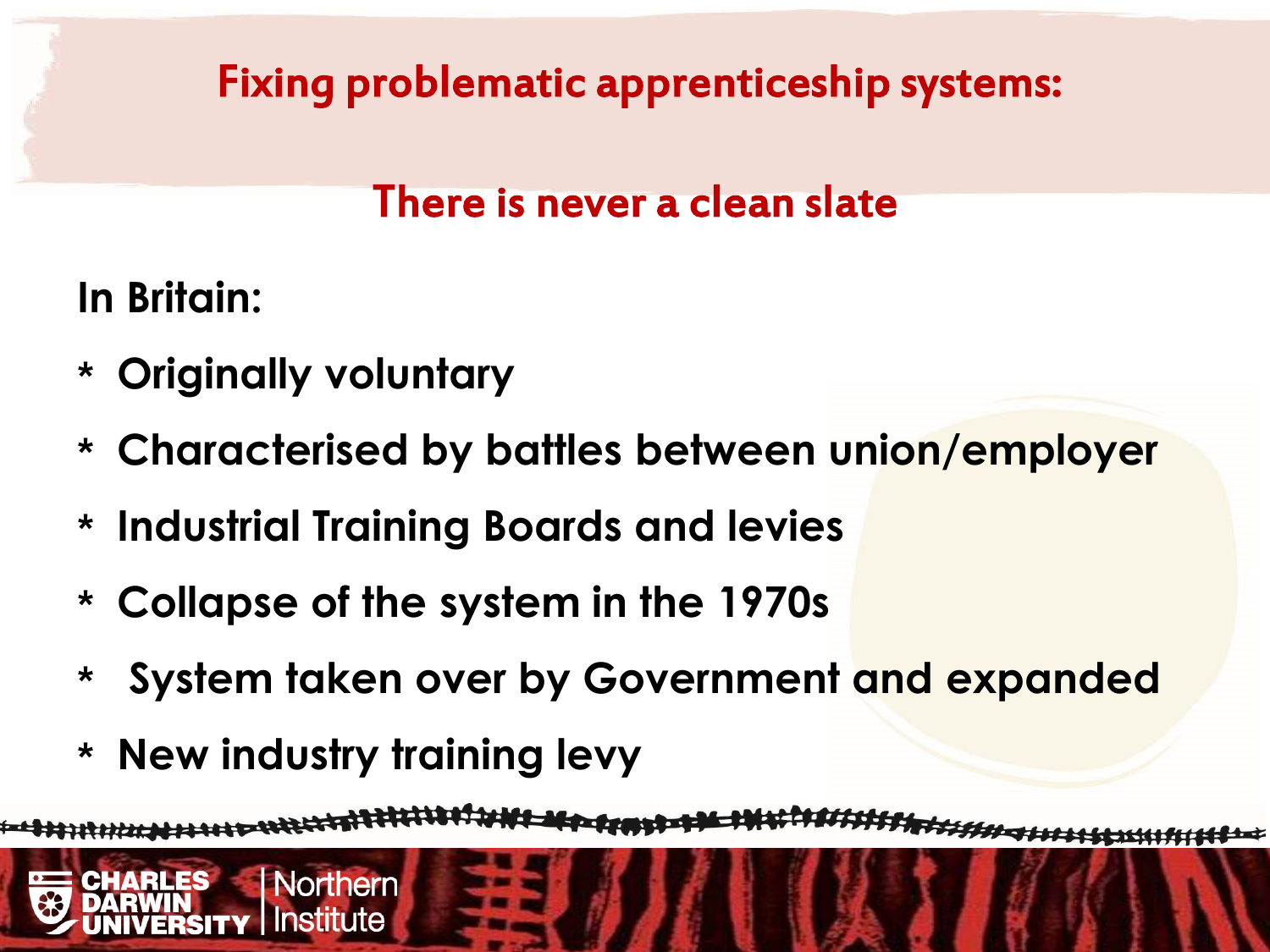# Fixing problematic apprenticeship systems:

## There is never a clean slate

**In Britain:**

- **Originally voluntary**
- **Characterised by battles between union/employer**
- **Industrial Training Boards and levies**
- **Collapse of the system in the 1970s**
- **System taken over by Government and expanded**
- **New industry training levy**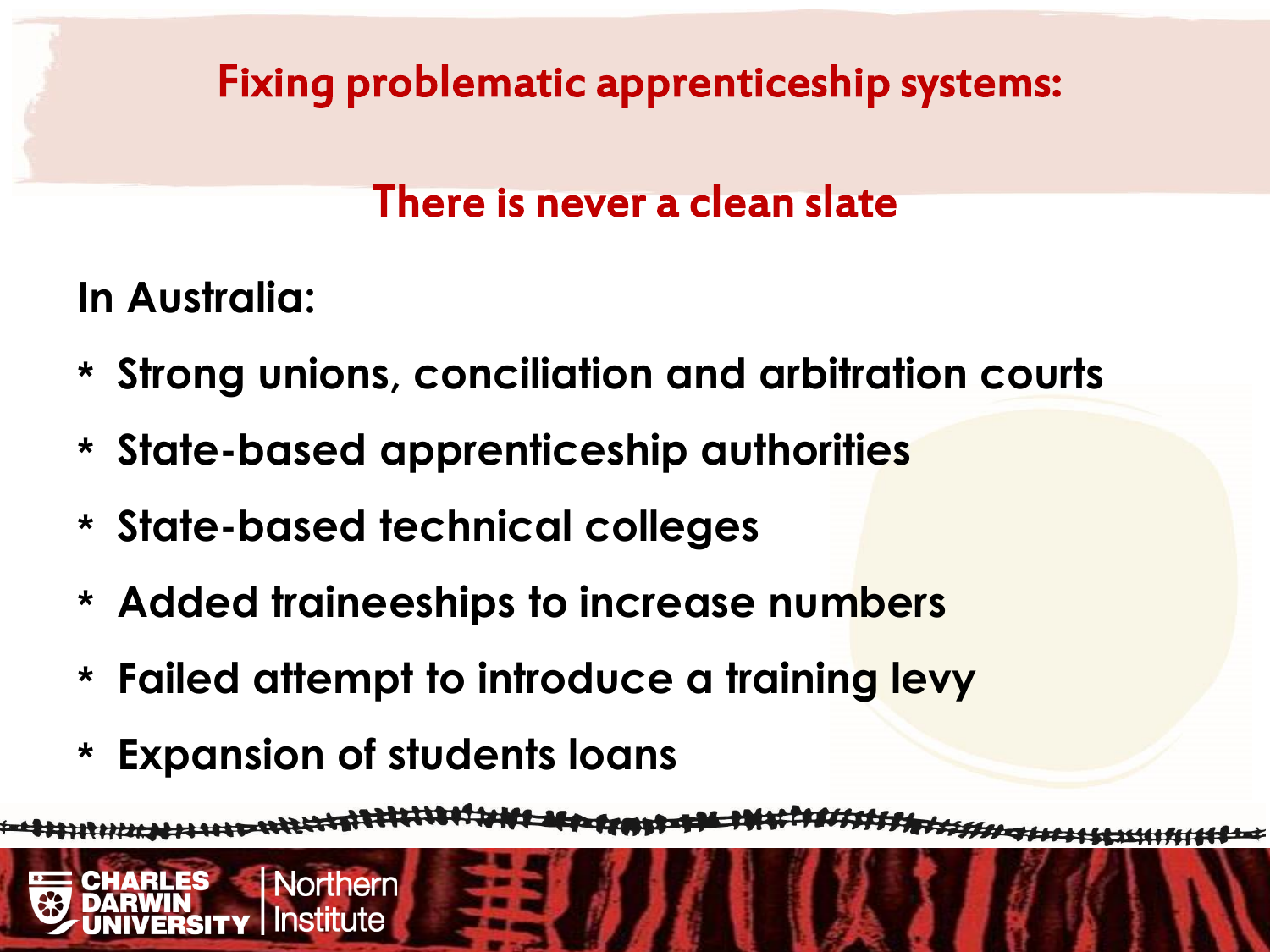# Fixing problematic apprenticeship systems:

## There is never a clean slate

**In Australia:**

* **Strong unions, conciliation and arbitration courts**
* **State-based apprenticeship authorities**
* **State-based technical colleges**
* **Added traineeships to increase numbers**
* **Failed attempt to introduce a training levy**
* **Expansion of students loans**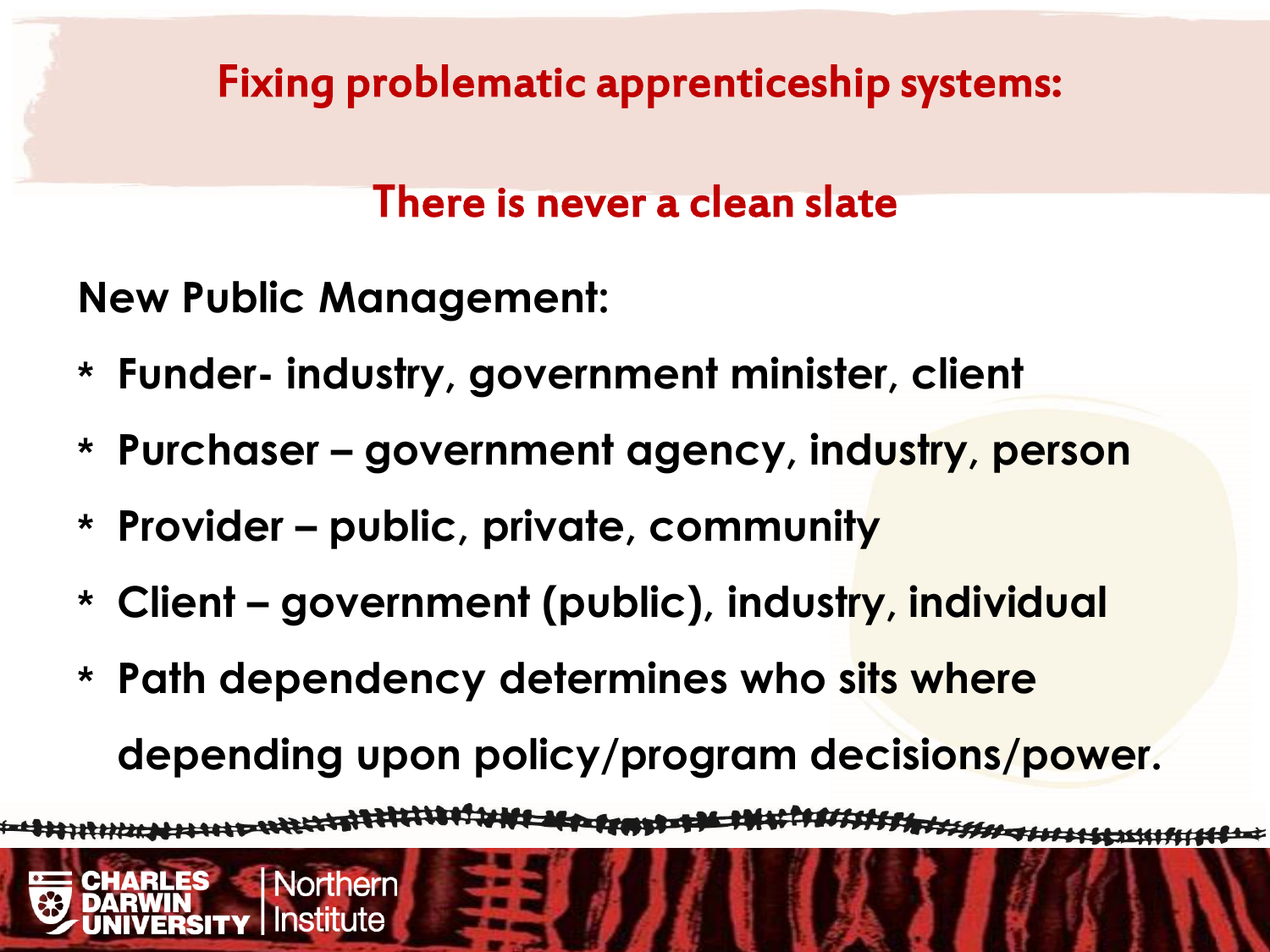# Fixing problematic apprenticeship systems:

## There is never a clean slate

**New Public Management:**

* **Funder- industry, government minister, client**
* **Purchaser – government agency, industry, person**
* **Provider – public, private, community**
* **Client – government (public), industry, individual**
* **Path dependency determines who sits where depending upon policy/program decisions/power.**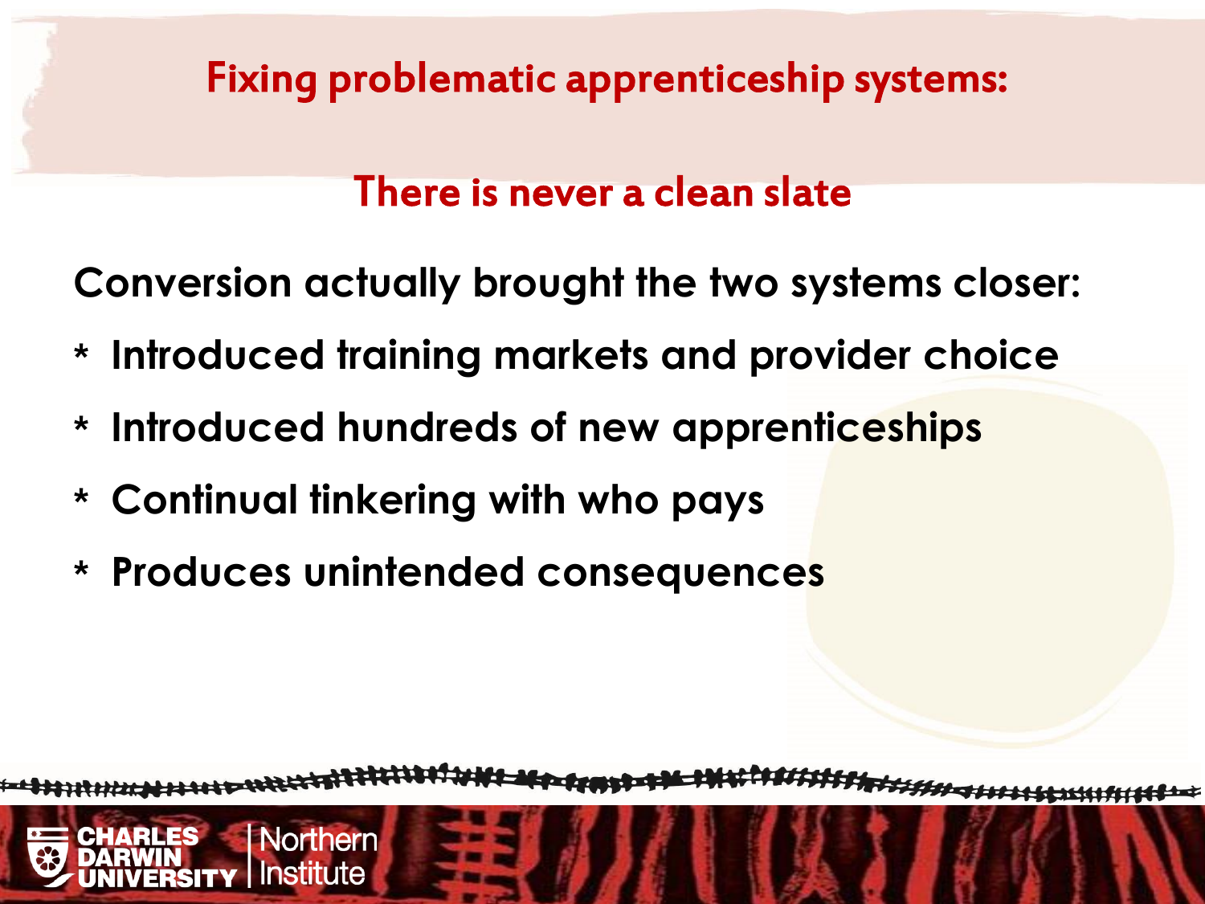# Fixing problematic apprenticeship systems:

## There is never a clean slate

**Conversion actually brought the two systems closer:**

* **Introduced training markets and provider choice**
* **Introduced hundreds of new apprenticeships**
* **Continual tinkering with who pays**
* **Produces unintended consequences**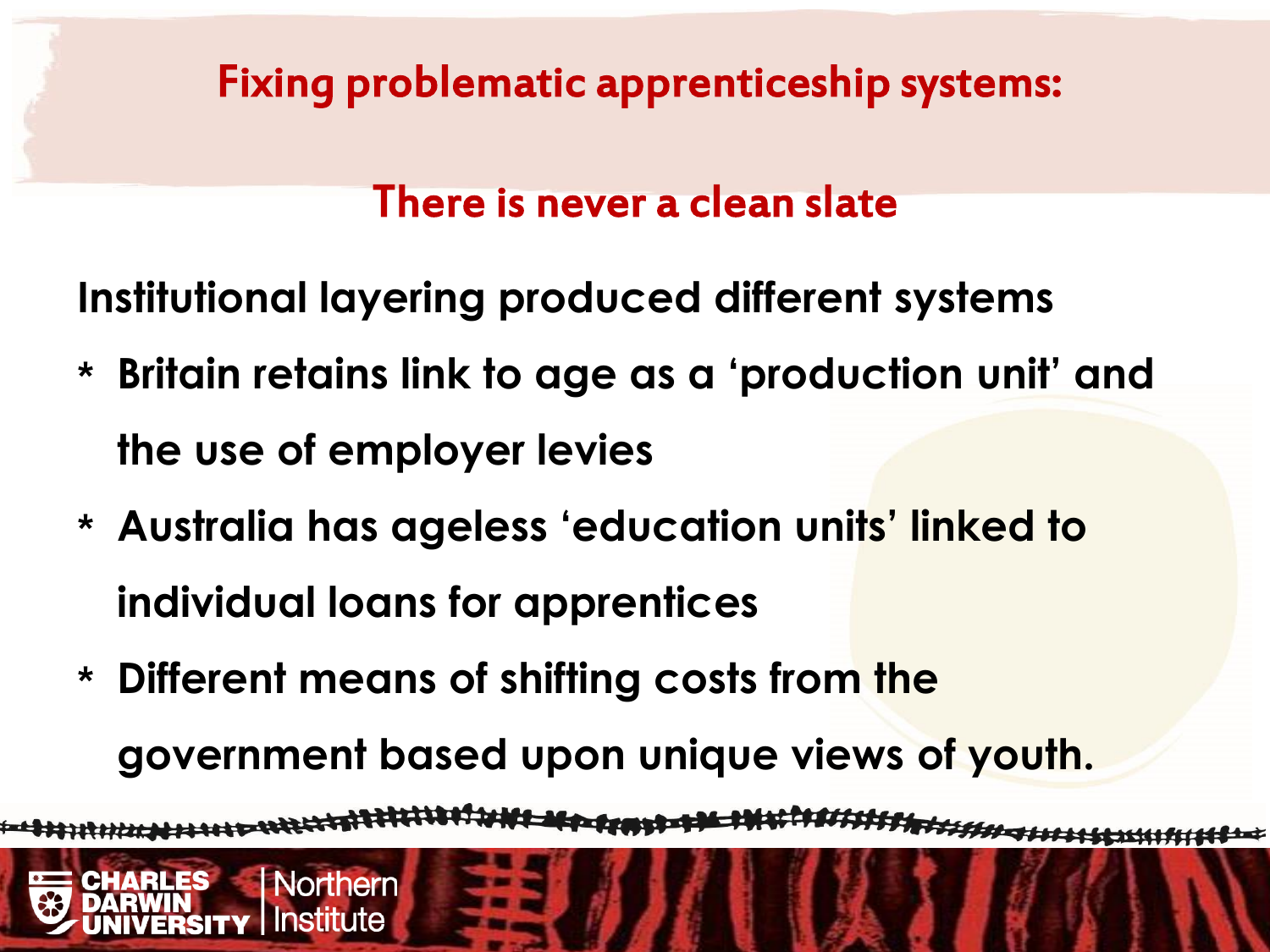# Fixing problematic apprenticeship systems:

## There is never a clean slate

**Institutional layering produced different systems**

* **Britain retains link to age as a 'production unit' and the use of employer levies**
* **Australia has ageless 'education units' linked to individual loans for apprentices**
* **Different means of shifting costs from the government based upon unique views of youth.**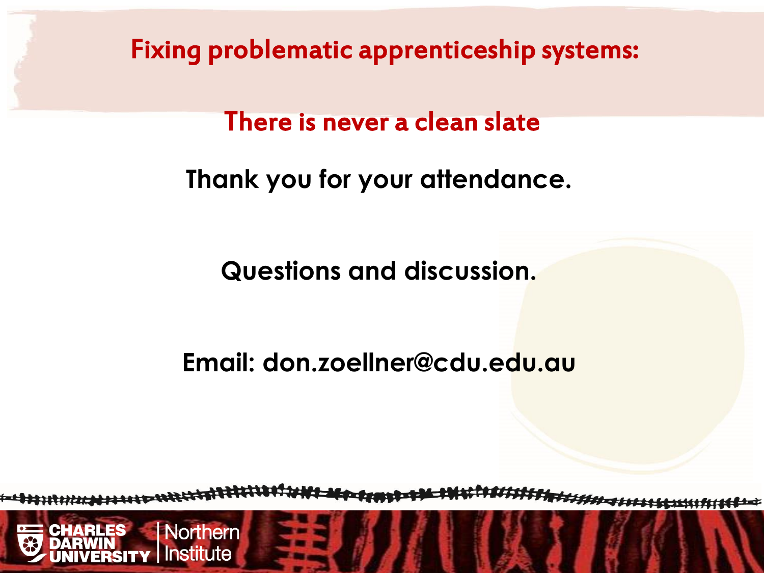# Fixing problematic apprenticeship systems:

## There is never a clean slate

**Thank you for your attendance.**

**Questions and discussion.**

**Email: don.zoellner@cdu.edu.au**